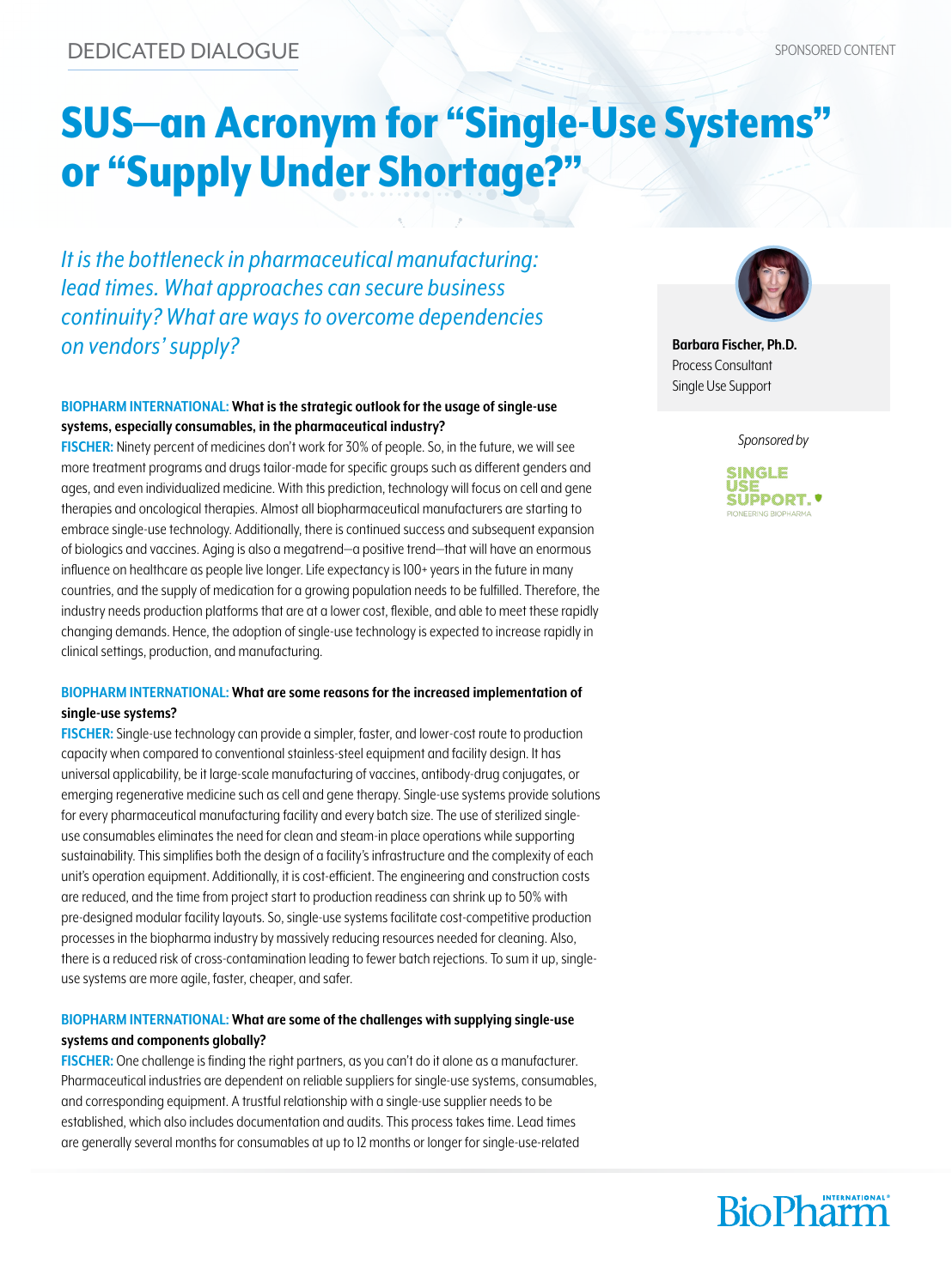DEDICATED DIALOGUE

SPONSORED CONTENT

# SUS—an Acronym for "Single-Use Systems" or "Supply Under Shortage?"

*It is the bottleneck in pharmaceutical manufacturing: lead times. What approaches can secure business continuity? What are ways to overcome dependencies on vendors' supply?*

**Barbara Fischer, Ph.D.**
Process Consultant
Single Use Support

*Sponsored by*

SINGLE USE SUPPORT. PIONEERING BIOPHARMA

**BIOPHARM INTERNATIONAL: What is the strategic outlook for the usage of single-use systems, especially consumables, in the pharmaceutical industry?**

**FISCHER:** Ninety percent of medicines don't work for 30% of people. So, in the future, we will see more treatment programs and drugs tailor-made for specific groups such as different genders and ages, and even individualized medicine. With this prediction, technology will focus on cell and gene therapies and oncological therapies. Almost all biopharmaceutical manufacturers are starting to embrace single-use technology. Additionally, there is continued success and subsequent expansion of biologics and vaccines. Aging is also a megatrend—a positive trend—that will have an enormous influence on healthcare as people live longer. Life expectancy is 100+ years in the future in many countries, and the supply of medication for a growing population needs to be fulfilled. Therefore, the industry needs production platforms that are at a lower cost, flexible, and able to meet these rapidly changing demands. Hence, the adoption of single-use technology is expected to increase rapidly in clinical settings, production, and manufacturing.

**BIOPHARM INTERNATIONAL: What are some reasons for the increased implementation of single-use systems?**

**FISCHER:** Single-use technology can provide a simpler, faster, and lower-cost route to production capacity when compared to conventional stainless-steel equipment and facility design. It has universal applicability, be it large-scale manufacturing of vaccines, antibody-drug conjugates, or emerging regenerative medicine such as cell and gene therapy. Single-use systems provide solutions for every pharmaceutical manufacturing facility and every batch size. The use of sterilized single-use consumables eliminates the need for clean and steam-in place operations while supporting sustainability. This simplifies both the design of a facility's infrastructure and the complexity of each unit's operation equipment. Additionally, it is cost-efficient. The engineering and construction costs are reduced, and the time from project start to production readiness can shrink up to 50% with pre-designed modular facility layouts. So, single-use systems facilitate cost-competitive production processes in the biopharma industry by massively reducing resources needed for cleaning. Also, there is a reduced risk of cross-contamination leading to fewer batch rejections. To sum it up, single-use systems are more agile, faster, cheaper, and safer.

**BIOPHARM INTERNATIONAL: What are some of the challenges with supplying single-use systems and components globally?**

**FISCHER:** One challenge is finding the right partners, as you can't do it alone as a manufacturer. Pharmaceutical industries are dependent on reliable suppliers for single-use systems, consumables, and corresponding equipment. A trustful relationship with a single-use supplier needs to be established, which also includes documentation and audits. This process takes time. Lead times are generally several months for consumables at up to 12 months or longer for single-use-related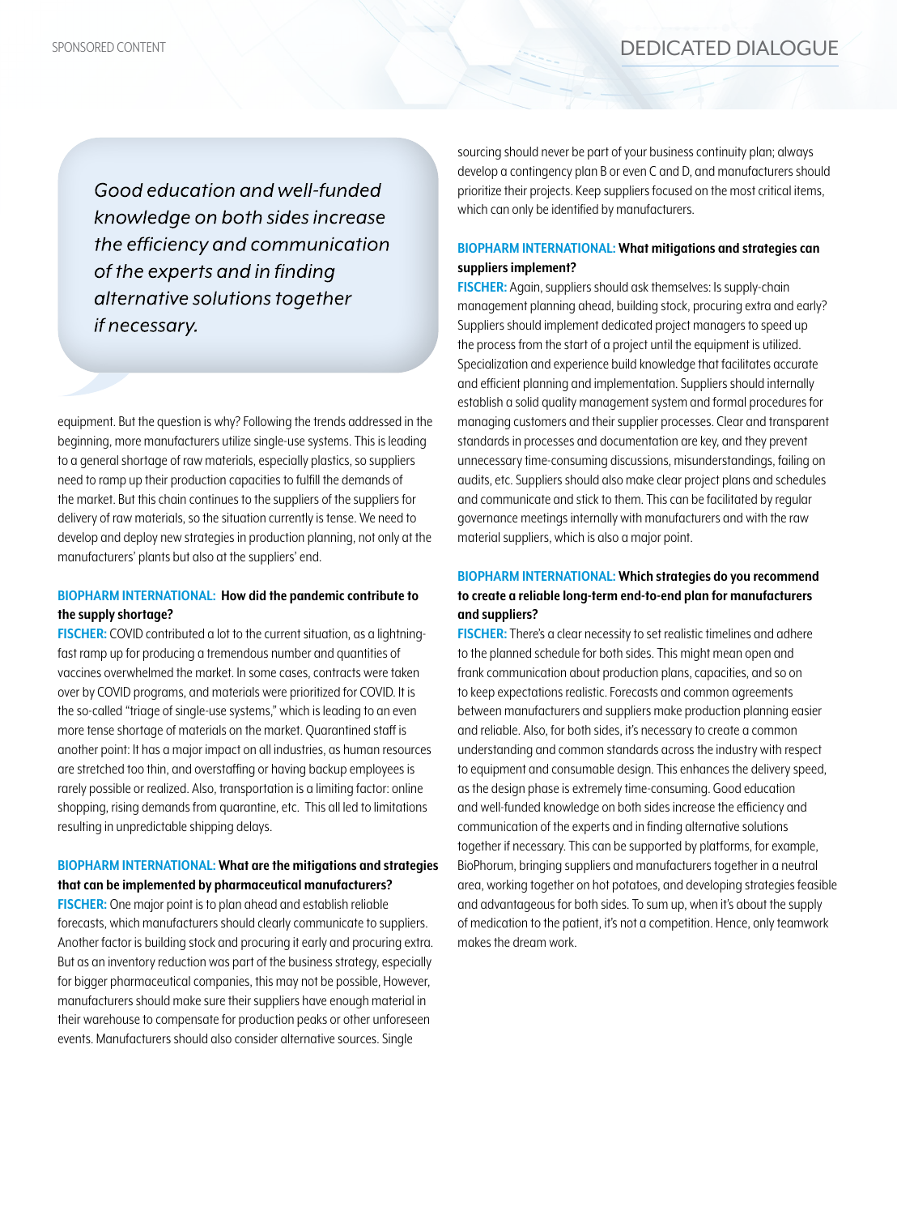*Good education and well-funded knowledge on both sides increase the efficiency and communication of the experts and in finding alternative solutions together if necessary.*

equipment. But the question is why? Following the trends addressed in the beginning, more manufacturers utilize single-use systems. This is leading to a general shortage of raw materials, especially plastics, so suppliers need to ramp up their production capacities to fulfill the demands of the market. But this chain continues to the suppliers of the suppliers for delivery of raw materials, so the situation currently is tense. We need to develop and deploy new strategies in production planning, not only at the manufacturers' plants but also at the suppliers' end.

**BIOPHARM INTERNATIONAL: How did the pandemic contribute to the supply shortage?**

**FISCHER:** COVID contributed a lot to the current situation, as a lightning-fast ramp up for producing a tremendous number and quantities of vaccines overwhelmed the market. In some cases, contracts were taken over by COVID programs, and materials were prioritized for COVID. It is the so-called "triage of single-use systems," which is leading to an even more tense shortage of materials on the market. Quarantined staff is another point: It has a major impact on all industries, as human resources are stretched too thin, and overstaffing or having backup employees is rarely possible or realized. Also, transportation is a limiting factor: online shopping, rising demands from quarantine, etc. This all led to limitations resulting in unpredictable shipping delays.

**BIOPHARM INTERNATIONAL: What are the mitigations and strategies that can be implemented by pharmaceutical manufacturers?**

**FISCHER:** One major point is to plan ahead and establish reliable forecasts, which manufacturers should clearly communicate to suppliers. Another factor is building stock and procuring it early and procuring extra. But as an inventory reduction was part of the business strategy, especially for bigger pharmaceutical companies, this may not be possible, However, manufacturers should make sure their suppliers have enough material in their warehouse to compensate for production peaks or other unforeseen events. Manufacturers should also consider alternative sources. Single sourcing should never be part of your business continuity plan; always develop a contingency plan B or even C and D, and manufacturers should prioritize their projects. Keep suppliers focused on the most critical items, which can only be identified by manufacturers.

**BIOPHARM INTERNATIONAL: What mitigations and strategies can suppliers implement?**

**FISCHER:** Again, suppliers should ask themselves: Is supply-chain management planning ahead, building stock, procuring extra and early? Suppliers should implement dedicated project managers to speed up the process from the start of a project until the equipment is utilized. Specialization and experience build knowledge that facilitates accurate and efficient planning and implementation. Suppliers should internally establish a solid quality management system and formal procedures for managing customers and their supplier processes. Clear and transparent standards in processes and documentation are key, and they prevent unnecessary time-consuming discussions, misunderstandings, failing on audits, etc. Suppliers should also make clear project plans and schedules and communicate and stick to them. This can be facilitated by regular governance meetings internally with manufacturers and with the raw material suppliers, which is also a major point.

**BIOPHARM INTERNATIONAL: Which strategies do you recommend to create a reliable long-term end-to-end plan for manufacturers and suppliers?**

**FISCHER:** There's a clear necessity to set realistic timelines and adhere to the planned schedule for both sides. This might mean open and frank communication about production plans, capacities, and so on to keep expectations realistic. Forecasts and common agreements between manufacturers and suppliers make production planning easier and reliable. Also, for both sides, it's necessary to create a common understanding and common standards across the industry with respect to equipment and consumable design. This enhances the delivery speed, as the design phase is extremely time-consuming. Good education and well-funded knowledge on both sides increase the efficiency and communication of the experts and in finding alternative solutions together if necessary. This can be supported by platforms, for example, BioPhorum, bringing suppliers and manufacturers together in a neutral area, working together on hot potatoes, and developing strategies feasible and advantageous for both sides. To sum up, when it's about the supply of medication to the patient, it's not a competition. Hence, only teamwork makes the dream work.